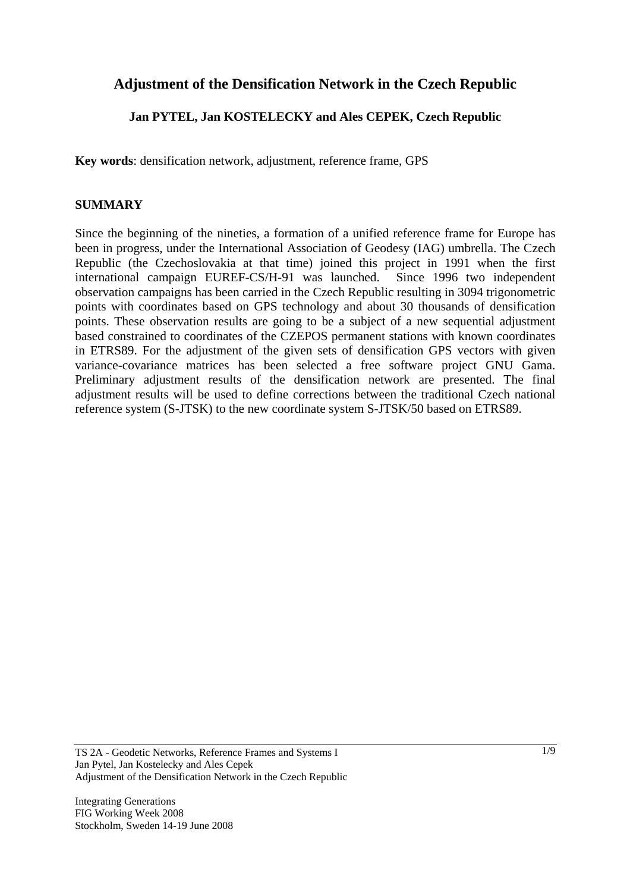# Adjustment of the Densification Network in the Czech Republic

**Jan PYTEL, Jan KOSTELECKY and Ales CEPEK, Czech Republic**

**Key words**: densification network, adjustment, reference frame, GPS

## SUMMARY

Since the beginning of the nineties, a formation of a unified reference frame for Europe has been in progress, under the International Association of Geodesy (IAG) umbrella. The Czech Republic (the Czechoslovakia at that time) joined this project in 1991 when the first international campaign EUREF-CS/H-91 was launched. Since 1996 two independent observation campaigns has been carried in the Czech Republic resulting in 3094 trigonometric points with coordinates based on GPS technology and about 30 thousands of densification points. These observation results are going to be a subject of a new sequential adjustment based constrained to coordinates of the CZEPOS permanent stations with known coordinates in ETRS89. For the adjustment of the given sets of densification GPS vectors with given variance-covariance matrices has been selected a free software project GNU Gama. Preliminary adjustment results of the densification network are presented. The final adjustment results will be used to define corrections between the traditional Czech national reference system (S-JTSK) to the new coordinate system S-JTSK/50 based on ETRS89.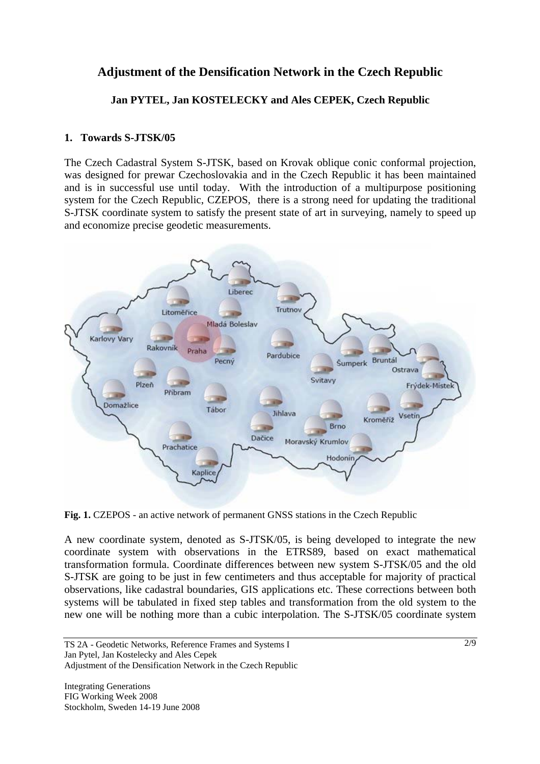# Adjustment of the Densification Network in the Czech Republic

**Jan PYTEL, Jan KOSTELECKY and Ales CEPEK, Czech Republic**

## 1. Towards S-JTSK/05

The Czech Cadastral System S-JTSK, based on Krovak oblique conic conformal projection, was designed for prewar Czechoslovakia and in the Czech Republic it has been maintained and is in successful use until today. With the introduction of a multipurpose positioning system for the Czech Republic, CZEPOS, there is a strong need for updating the traditional S-JTSK coordinate system to satisfy the present state of art in surveying, namely to speed up and economize precise geodetic measurements.

**Fig. 1.** CZEPOS - an active network of permanent GNSS stations in the Czech Republic

A new coordinate system, denoted as S-JTSK/05, is being developed to integrate the new coordinate system with observations in the ETRS89, based on exact mathematical transformation formula. Coordinate differences between new system S-JTSK/05 and the old S-JTSK are going to be just in few centimeters and thus acceptable for majority of practical observations, like cadastral boundaries, GIS applications etc. These corrections between both systems will be tabulated in fixed step tables and transformation from the old system to the new one will be nothing more than a cubic interpolation. The S-JTSK/05 coordinate system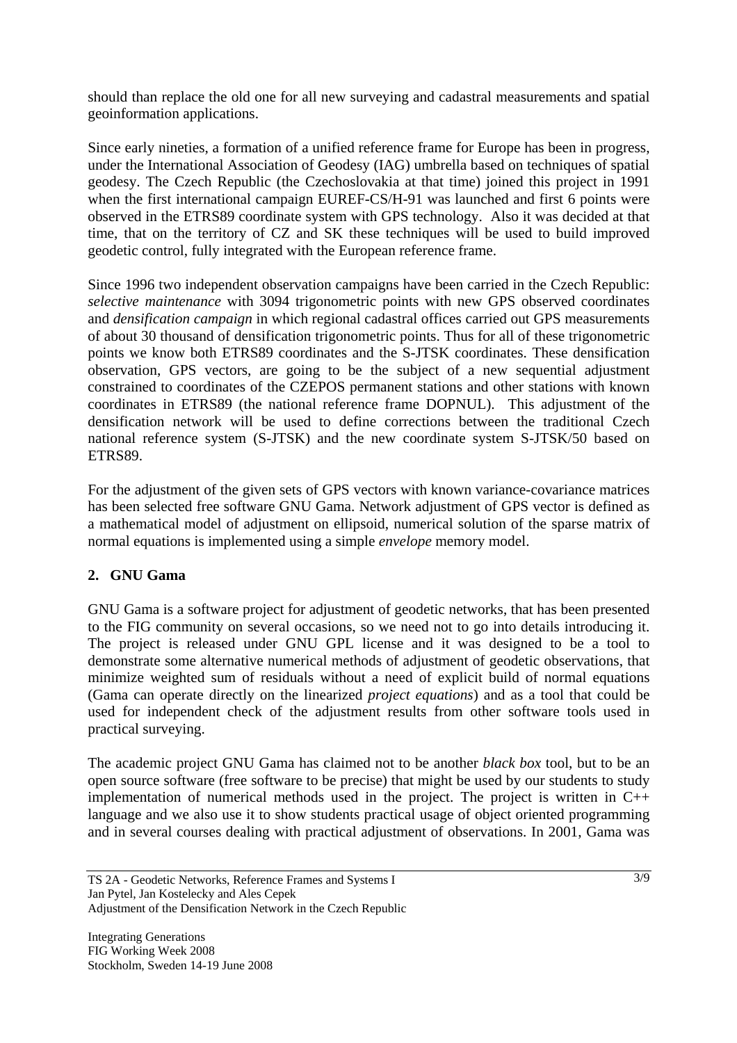should than replace the old one for all new surveying and cadastral measurements and spatial geoinformation applications.

Since early nineties, a formation of a unified reference frame for Europe has been in progress, under the International Association of Geodesy (IAG) umbrella based on techniques of spatial geodesy. The Czech Republic (the Czechoslovakia at that time) joined this project in 1991 when the first international campaign EUREF-CS/H-91 was launched and first 6 points were observed in the ETRS89 coordinate system with GPS technology. Also it was decided at that time, that on the territory of CZ and SK these techniques will be used to build improved geodetic control, fully integrated with the European reference frame.

Since 1996 two independent observation campaigns have been carried in the Czech Republic: *selective maintenance* with 3094 trigonometric points with new GPS observed coordinates and *densification campaign* in which regional cadastral offices carried out GPS measurements of about 30 thousand of densification trigonometric points. Thus for all of these trigonometric points we know both ETRS89 coordinates and the S-JTSK coordinates. These densification observation, GPS vectors, are going to be the subject of a new sequential adjustment constrained to coordinates of the CZEPOS permanent stations and other stations with known coordinates in ETRS89 (the national reference frame DOPNUL). This adjustment of the densification network will be used to define corrections between the traditional Czech national reference system (S-JTSK) and the new coordinate system S-JTSK/50 based on ETRS89.

For the adjustment of the given sets of GPS vectors with known variance-covariance matrices has been selected free software GNU Gama. Network adjustment of GPS vector is defined as a mathematical model of adjustment on ellipsoid, numerical solution of the sparse matrix of normal equations is implemented using a simple *envelope* memory model.

## 2. GNU Gama

GNU Gama is a software project for adjustment of geodetic networks, that has been presented to the FIG community on several occasions, so we need not to go into details introducing it. The project is released under GNU GPL license and it was designed to be a tool to demonstrate some alternative numerical methods of adjustment of geodetic observations, that minimize weighted sum of residuals without a need of explicit build of normal equations (Gama can operate directly on the linearized *project equations*) and as a tool that could be used for independent check of the adjustment results from other software tools used in practical surveying.

The academic project GNU Gama has claimed not to be another *black box* tool, but to be an open source software (free software to be precise) that might be used by our students to study implementation of numerical methods used in the project. The project is written in C++ language and we also use it to show students practical usage of object oriented programming and in several courses dealing with practical adjustment of observations. In 2001, Gama was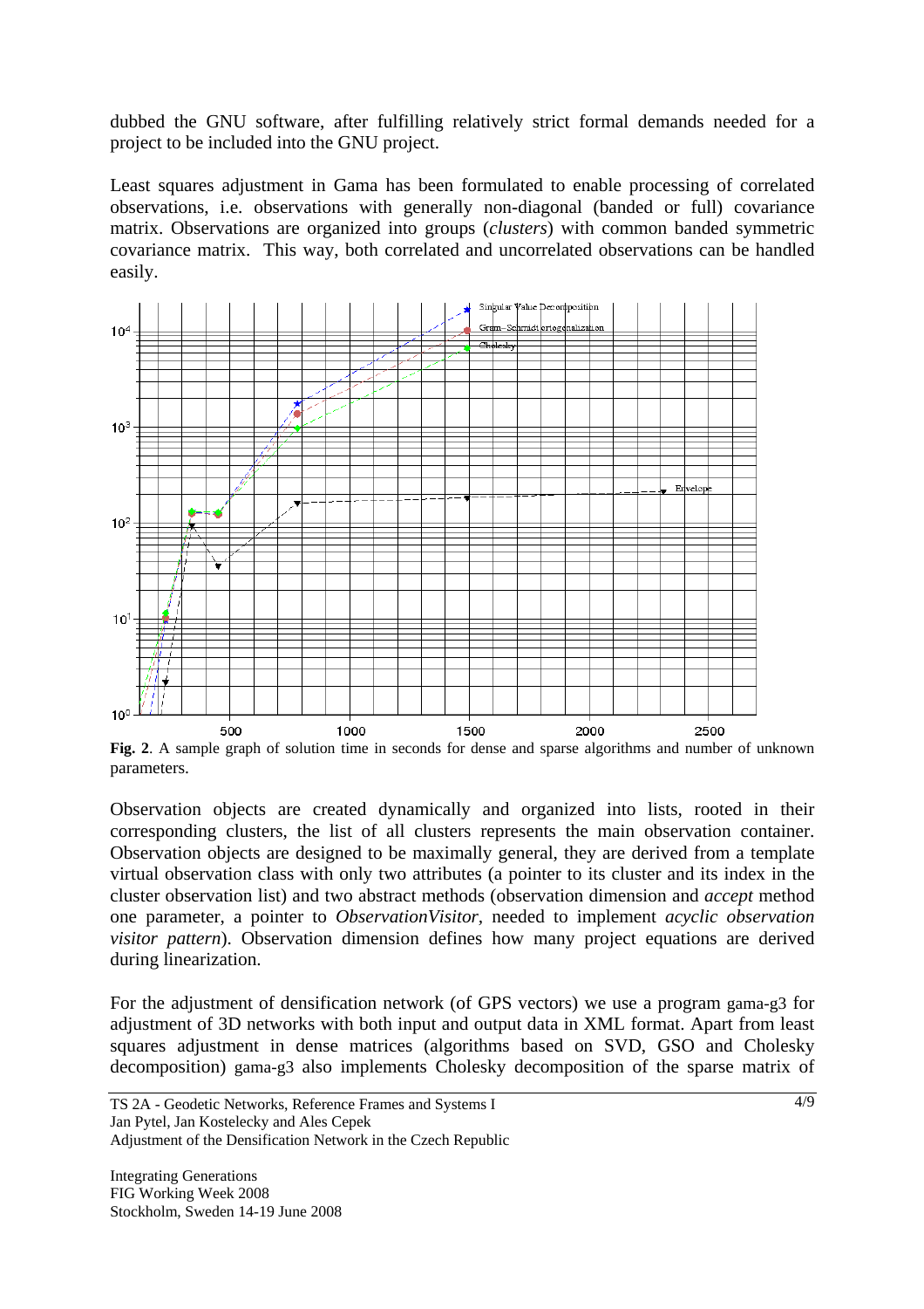dubbed the GNU software, after fulfilling relatively strict formal demands needed for a project to be included into the GNU project.

Least squares adjustment in Gama has been formulated to enable processing of correlated observations, i.e. observations with generally non-diagonal (banded or full) covariance matrix. Observations are organized into groups (*clusters*) with common banded symmetric covariance matrix. This way, both correlated and uncorrelated observations can be handled easily.

**Fig. 2**. A sample graph of solution time in seconds for dense and sparse algorithms and number of unknown parameters.

Observation objects are created dynamically and organized into lists, rooted in their corresponding clusters, the list of all clusters represents the main observation container. Observation objects are designed to be maximally general, they are derived from a template virtual observation class with only two attributes (a pointer to its cluster and its index in the cluster observation list) and two abstract methods (observation dimension and *accept* method one parameter, a pointer to *ObservationVisitor*, needed to implement *acyclic observation visitor pattern*). Observation dimension defines how many project equations are derived during linearization.

For the adjustment of densification network (of GPS vectors) we use a program gama-g3 for adjustment of 3D networks with both input and output data in XML format. Apart from least squares adjustment in dense matrices (algorithms based on SVD, GSO and Cholesky decomposition) gama-g3 also implements Cholesky decomposition of the sparse matrix of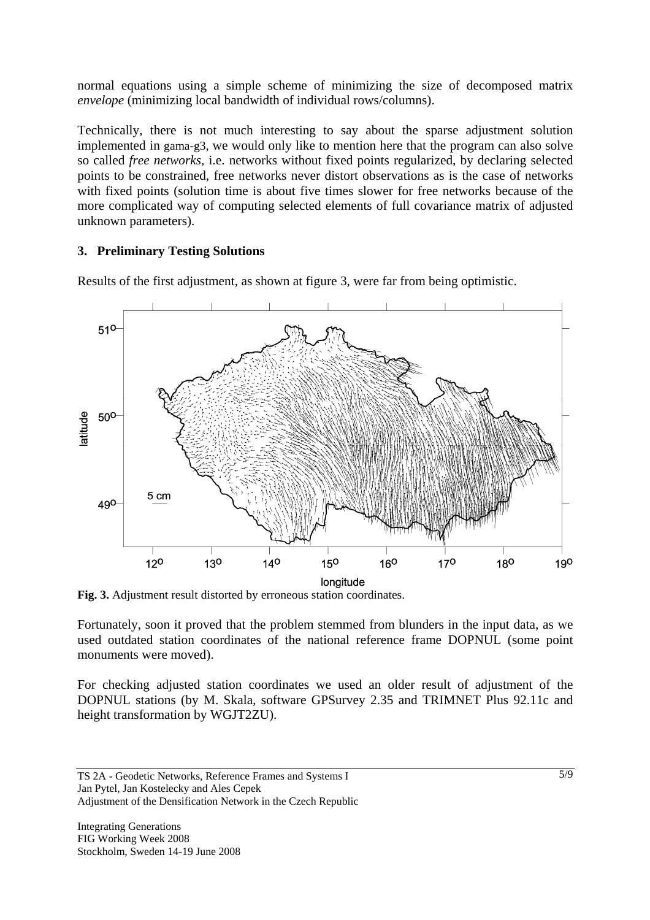normal equations using a simple scheme of minimizing the size of decomposed matrix *envelope* (minimizing local bandwidth of individual rows/columns).

Technically, there is not much interesting to say about the sparse adjustment solution implemented in gama-g3, we would only like to mention here that the program can also solve so called *free networks*, i.e. networks without fixed points regularized, by declaring selected points to be constrained, free networks never distort observations as is the case of networks with fixed points (solution time is about five times slower for free networks because of the more complicated way of computing selected elements of full covariance matrix of adjusted unknown parameters).

## 3. Preliminary Testing Solutions

Results of the first adjustment, as shown at figure 3, were far from being optimistic.

**Fig. 3.** Adjustment result distorted by erroneous station coordinates.

Fortunately, soon it proved that the problem stemmed from blunders in the input data, as we used outdated station coordinates of the national reference frame DOPNUL (some point monuments were moved).

For checking adjusted station coordinates we used an older result of adjustment of the DOPNUL stations (by M. Skala, software GPSurvey 2.35 and TRIMNET Plus 92.11c and height transformation by WGJT2ZU).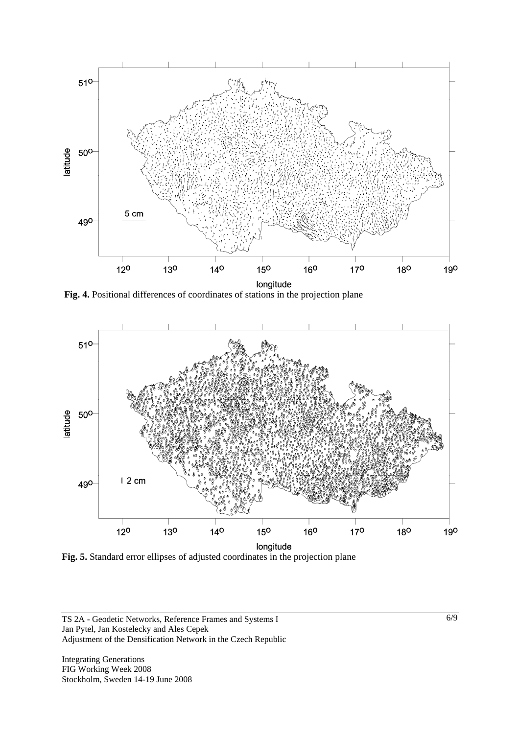**Fig. 4.** Positional differences of coordinates of stations in the projection plane

**Fig. 5.** Standard error ellipses of adjusted coordinates in the projection plane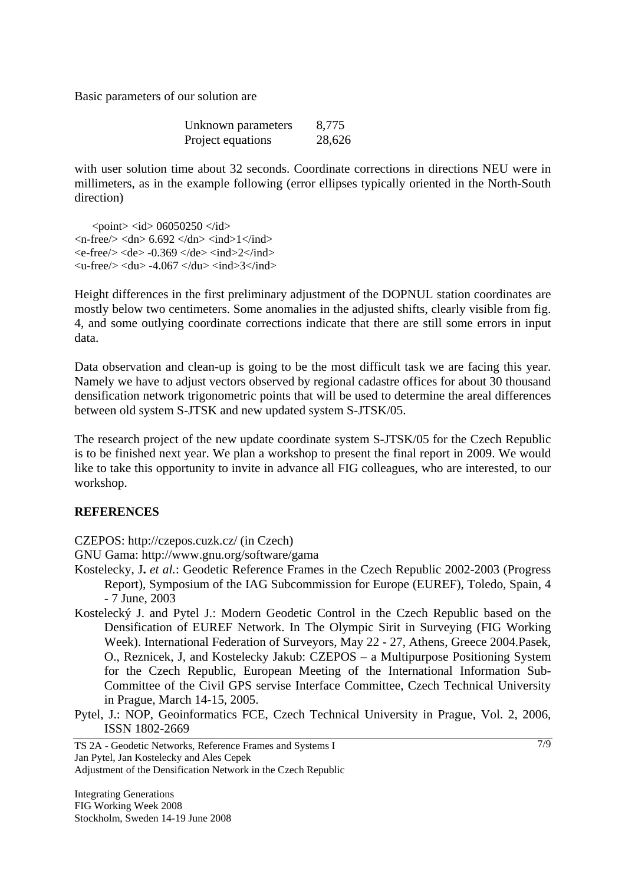Basic parameters of our solution are

| | |
|---|---|
| Unknown parameters | 8,775 |
| Project equations | 28,626 |

with user solution time about 32 seconds. Coordinate corrections in directions NEU were in millimeters, as in the example following (error ellipses typically oriented in the North-South direction)

```
    <point> <id> 06050250 </id>
<n-free/> <dn> 6.692 </dn> <ind>1</ind>
<e-free/> <de> -0.369 </de> <ind>2</ind>
<u-free/> <du> -4.067 </du> <ind>3</ind>
```

Height differences in the first preliminary adjustment of the DOPNUL station coordinates are mostly below two centimeters. Some anomalies in the adjusted shifts, clearly visible from fig. 4, and some outlying coordinate corrections indicate that there are still some errors in input data.

Data observation and clean-up is going to be the most difficult task we are facing this year. Namely we have to adjust vectors observed by regional cadastre offices for about 30 thousand densification network trigonometric points that will be used to determine the areal differences between old system S-JTSK and new updated system S-JTSK/05.

The research project of the new update coordinate system S-JTSK/05 for the Czech Republic is to be finished next year. We plan a workshop to present the final report in 2009. We would like to take this opportunity to invite in advance all FIG colleagues, who are interested, to our workshop.

**REFERENCES**

CZEPOS: http://czepos.cuzk.cz/ (in Czech)

GNU Gama: http://www.gnu.org/software/gama

Kostelecky, J**.** *et al.*: Geodetic Reference Frames in the Czech Republic 2002-2003 (Progress Report), Symposium of the IAG Subcommission for Europe (EUREF), Toledo, Spain, 4 - 7 June, 2003

Kostelecký J. and Pytel J.: Modern Geodetic Control in the Czech Republic based on the Densification of EUREF Network. In The Olympic Sirit in Surveying (FIG Working Week). International Federation of Surveyors, May 22 - 27, Athens, Greece 2004.Pasek, O., Reznicek, J, and Kostelecky Jakub: CZEPOS – a Multipurpose Positioning System for the Czech Republic, European Meeting of the International Information Sub-Committee of the Civil GPS servise Interface Committee, Czech Technical University in Prague, March 14-15, 2005.

Pytel, J.: NOP, Geoinformatics FCE, Czech Technical University in Prague, Vol. 2, 2006, ISSN 1802-2669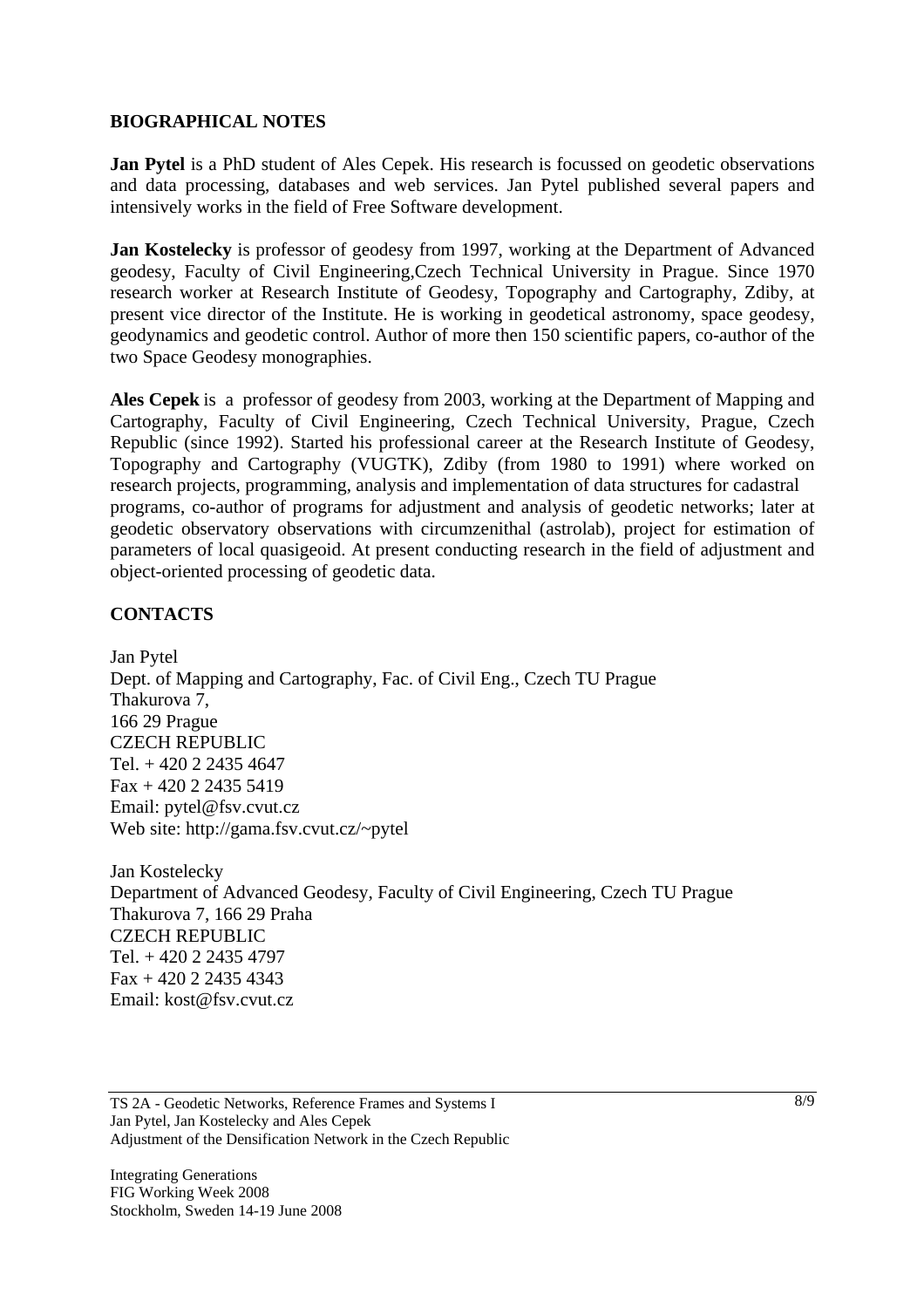## BIOGRAPHICAL NOTES

**Jan Pytel** is a PhD student of Ales Cepek. His research is focussed on geodetic observations and data processing, databases and web services. Jan Pytel published several papers and intensively works in the field of Free Software development.

**Jan Kostelecky** is professor of geodesy from 1997, working at the Department of Advanced geodesy, Faculty of Civil Engineering,Czech Technical University in Prague. Since 1970 research worker at Research Institute of Geodesy, Topography and Cartography, Zdiby, at present vice director of the Institute. He is working in geodetical astronomy, space geodesy, geodynamics and geodetic control. Author of more then 150 scientific papers, co-author of the two Space Geodesy monographies.

**Ales Cepek** is a professor of geodesy from 2003, working at the Department of Mapping and Cartography, Faculty of Civil Engineering, Czech Technical University, Prague, Czech Republic (since 1992). Started his professional career at the Research Institute of Geodesy, Topography and Cartography (VUGTK), Zdiby (from 1980 to 1991) where worked on research projects, programming, analysis and implementation of data structures for cadastral programs, co-author of programs for adjustment and analysis of geodetic networks; later at geodetic observatory observations with circumzenithal (astrolab), project for estimation of parameters of local quasigeoid. At present conducting research in the field of adjustment and object-oriented processing of geodetic data.

## CONTACTS

Jan Pytel
Dept. of Mapping and Cartography, Fac. of Civil Eng., Czech TU Prague
Thakurova 7,
166 29 Prague
CZECH REPUBLIC
Tel. + 420 2 2435 4647
Fax + 420 2 2435 5419
Email: pytel@fsv.cvut.cz
Web site: http://gama.fsv.cvut.cz/~pytel

Jan Kostelecky
Department of Advanced Geodesy, Faculty of Civil Engineering, Czech TU Prague
Thakurova 7, 166 29 Praha
CZECH REPUBLIC
Tel. + 420 2 2435 4797
Fax + 420 2 2435 4343
Email: kost@fsv.cvut.cz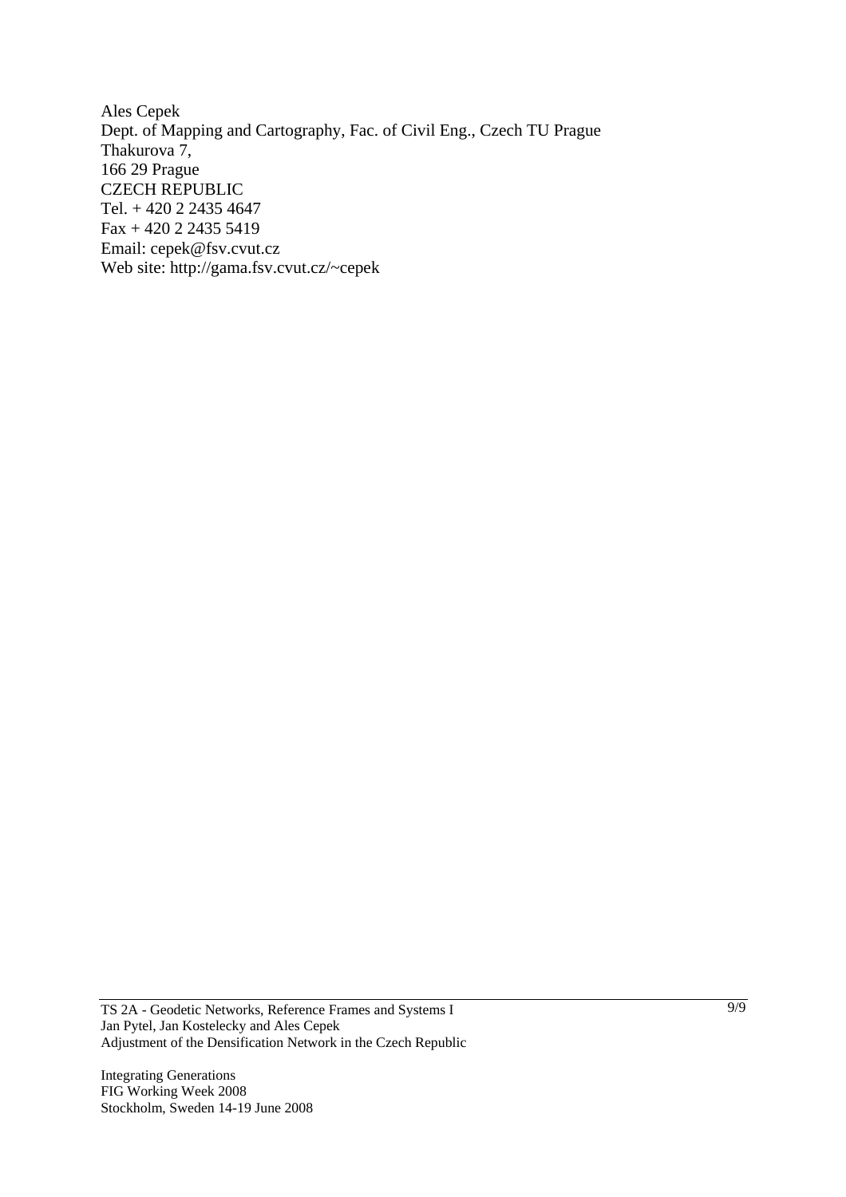Ales Cepek  
Dept. of Mapping and Cartography, Fac. of Civil Eng., Czech TU Prague  
Thakurova 7,  
166 29 Prague  
CZECH REPUBLIC  
Tel. + 420 2 2435 4647  
Fax + 420 2 2435 5419  
Email: cepek@fsv.cvut.cz  
Web site: http://gama.fsv.cvut.cz/~cepek